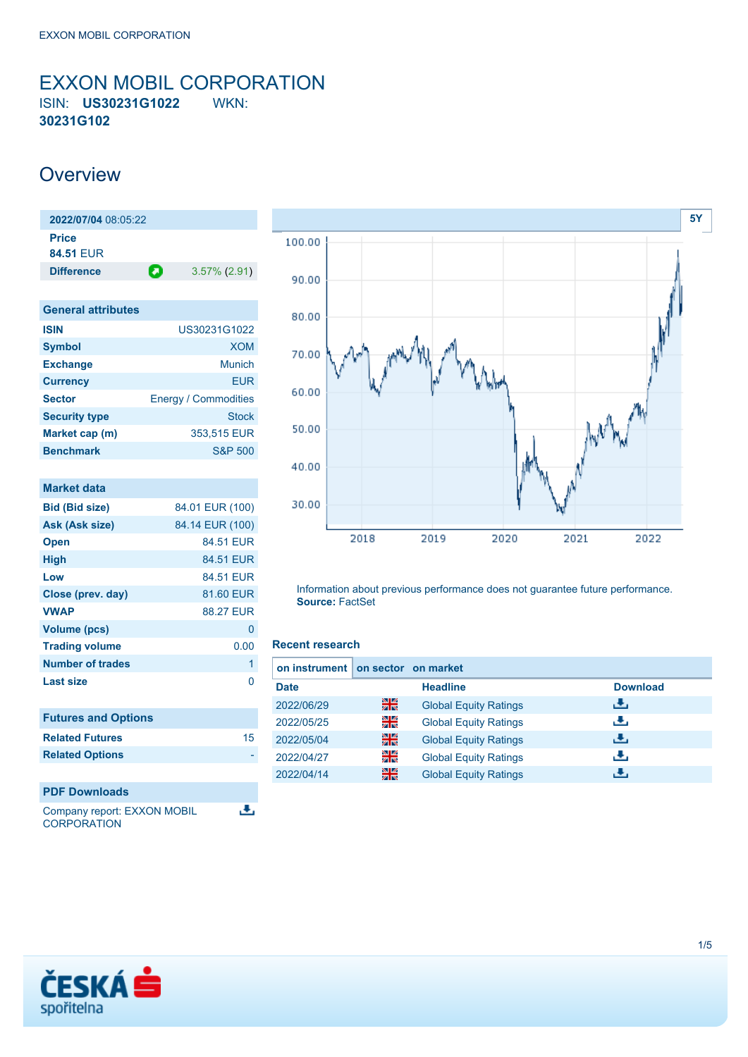# EXXON MOBIL CORPORATION

ISIN: **US30231G1022** WKN: **30231G102**

## Overview

| **2022/07/04** 08:05:22 | |
|---|---|
| **Price** | |
| **84.51** EUR | |
| **Difference** | 3.57% (2.91) |

| General attributes | |
|---|---|
| **ISIN** | US30231G1022 |
| **Symbol** | XOM |
| **Exchange** | Munich |
| **Currency** | EUR |
| **Sector** | Energy / Commodities |
| **Security type** | Stock |
| **Market cap (m)** | 353,515 EUR |
| **Benchmark** | S&P 500 |

| Market data | |
|---|---|
| **Bid (Bid size)** | 84.01 EUR (100) |
| **Ask (Ask size)** | 84.14 EUR (100) |
| **Open** | 84.51 EUR |
| **High** | 84.51 EUR |
| **Low** | 84.51 EUR |
| **Close (prev. day)** | 81.60 EUR |
| **VWAP** | 88.27 EUR |
| **Volume (pcs)** | 0 |
| **Trading volume** | 0.00 |
| **Number of trades** | 1 |
| **Last size** | 0 |

| Futures and Options | |
|---|---|
| **Related Futures** | 15 |
| **Related Options** | - |

**PDF Downloads**

Company report: EXXON MOBIL CORPORATION

Information about previous performance does not guarantee future performance.
**Source:** FactSet

### Recent research

on instrument | on sector | on market

| Date | Headline | Download |
|---|---|---|
| 2022/06/29 | Global Equity Ratings | |
| 2022/05/25 | Global Equity Ratings | |
| 2022/05/04 | Global Equity Ratings | |
| 2022/04/27 | Global Equity Ratings | |
| 2022/04/14 | Global Equity Ratings | |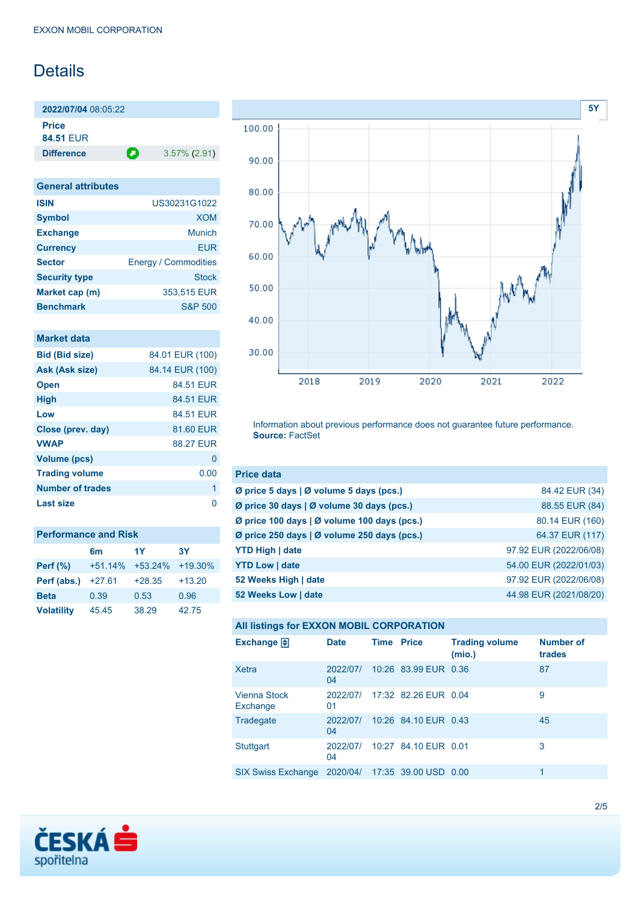EXXON MOBIL CORPORATION

# Details

**2022/07/04** 08:05:22

**Price**
**84.51** EUR

**Difference** 3.57% (2.91)

## General attributes

| | |
|---|---|
| **ISIN** | US30231G1022 |
| **Symbol** | XOM |
| **Exchange** | Munich |
| **Currency** | EUR |
| **Sector** | Energy / Commodities |
| **Security type** | Stock |
| **Market cap (m)** | 353,515 EUR |
| **Benchmark** | S&P 500 |

## Market data

| | |
|---|---|
| **Bid (Bid size)** | 84.01 EUR (100) |
| **Ask (Ask size)** | 84.14 EUR (100) |
| **Open** | 84.51 EUR |
| **High** | 84.51 EUR |
| **Low** | 84.51 EUR |
| **Close (prev. day)** | 81.60 EUR |
| **VWAP** | 88.27 EUR |
| **Volume (pcs)** | 0 |
| **Trading volume** | 0.00 |
| **Number of trades** | 1 |
| **Last size** | 0 |

## Performance and Risk

| | 6m | 1Y | 3Y |
|---|---|---|---|
| **Perf (%)** | +51.14% | +53.24% | +19.30% |
| **Perf (abs.)** | +27.61 | +28.35 | +13.20 |
| **Beta** | 0.39 | 0.53 | 0.96 |
| **Volatility** | 45.45 | 38.29 | 42.75 |

Information about previous performance does not guarantee future performance.
**Source:** FactSet

## Price data

| | |
|---|---|
| **Ø price 5 days \| Ø volume 5 days (pcs.)** | 84.42 EUR (34) |
| **Ø price 30 days \| Ø volume 30 days (pcs.)** | 88.55 EUR (84) |
| **Ø price 100 days \| Ø volume 100 days (pcs.)** | 80.14 EUR (160) |
| **Ø price 250 days \| Ø volume 250 days (pcs.)** | 64.37 EUR (117) |
| **YTD High \| date** | 97.92 EUR (2022/06/08) |
| **YTD Low \| date** | 54.00 EUR (2022/01/03) |
| **52 Weeks High \| date** | 97.92 EUR (2022/06/08) |
| **52 Weeks Low \| date** | 44.98 EUR (2021/08/20) |

## All listings for EXXON MOBIL CORPORATION

| Exchange | Date | Time | Price | Trading volume (mio.) | Number of trades |
|---|---|---|---|---|---|
| Xetra | 2022/07/04 | 10:26 | 83.99 EUR | 0.36 | 87 |
| Vienna Stock Exchange | 2022/07/01 | 17:32 | 82.26 EUR | 0.04 | 9 |
| Tradegate | 2022/07/04 | 10:26 | 84.10 EUR | 0.43 | 45 |
| Stuttgart | 2022/07/04 | 10:27 | 84.10 EUR | 0.01 | 3 |
| SIX Swiss Exchange | 2020/04/ | 17:35 | 39.00 USD | 0.00 | 1 |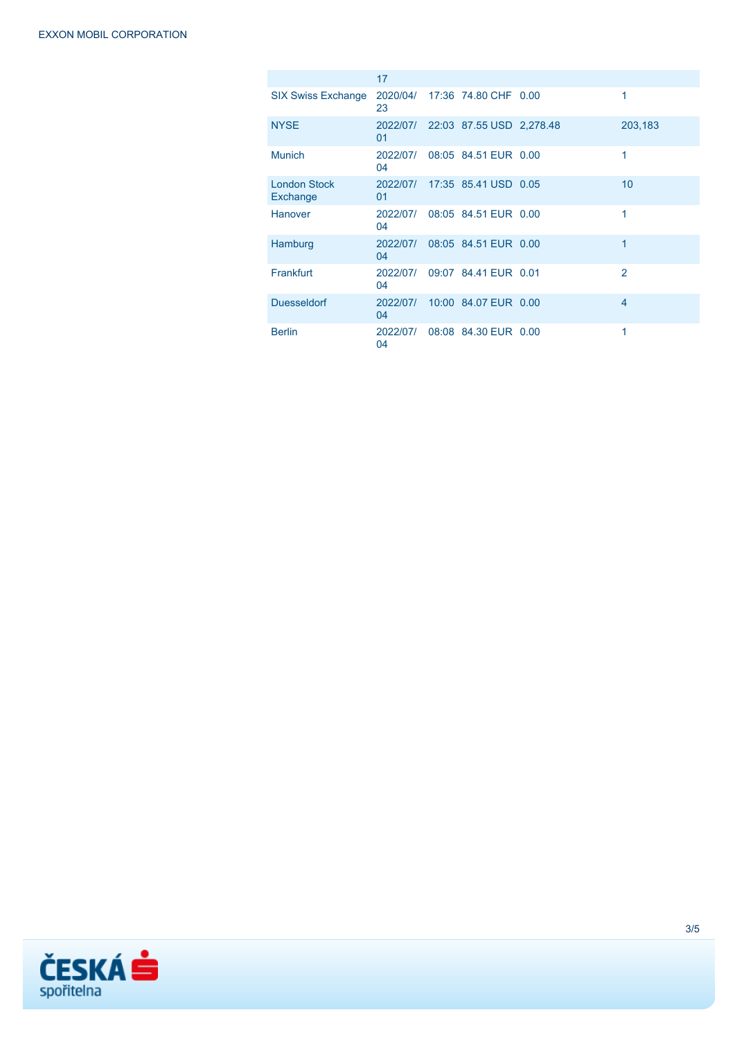| | | | | | |
|---|---|---|---|---|---|
| | 17 | | | | |
| SIX Swiss Exchange | 2020/04/23 | 17:36 | 74.80 CHF | 0.00 | 1 |
| NYSE | 2022/07/01 | 22:03 | 87.55 USD | 2,278.48 | 203,183 |
| Munich | 2022/07/04 | 08:05 | 84.51 EUR | 0.00 | 1 |
| London Stock Exchange | 2022/07/01 | 17:35 | 85.41 USD | 0.05 | 10 |
| Hanover | 2022/07/04 | 08:05 | 84.51 EUR | 0.00 | 1 |
| Hamburg | 2022/07/04 | 08:05 | 84.51 EUR | 0.00 | 1 |
| Frankfurt | 2022/07/04 | 09:07 | 84.41 EUR | 0.01 | 2 |
| Duesseldorf | 2022/07/04 | 10:00 | 84.07 EUR | 0.00 | 4 |
| Berlin | 2022/07/04 | 08:08 | 84.30 EUR | 0.00 | 1 |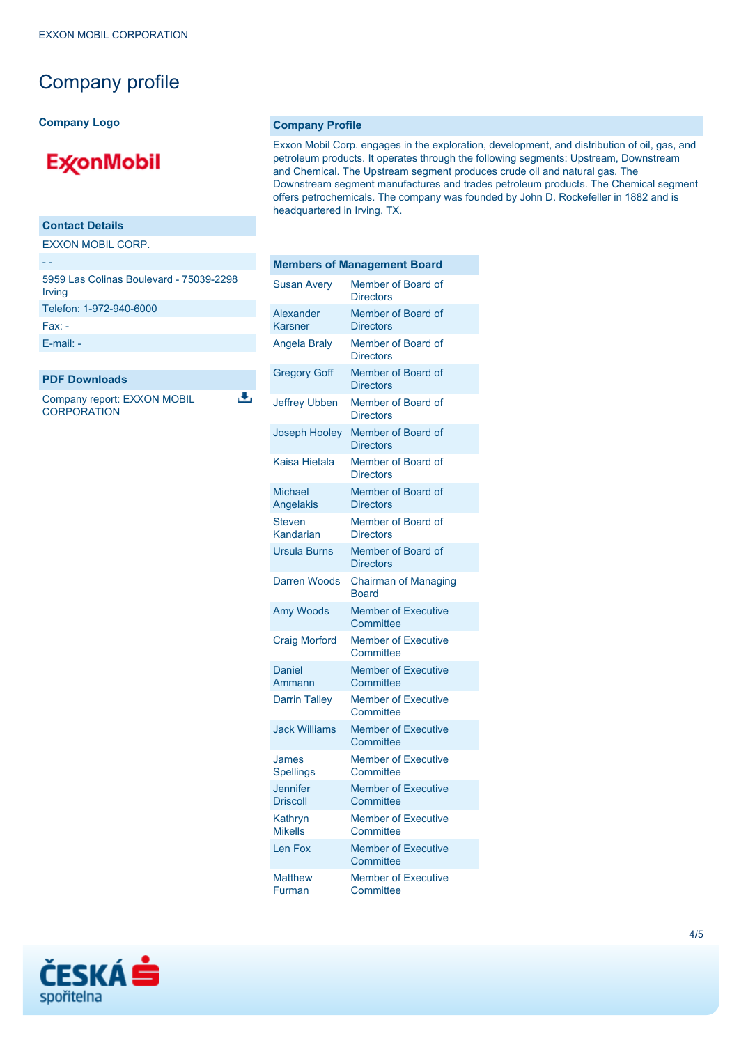# Company profile

**Company Logo**

ExxonMobil

| Contact Details |
|---|
| EXXON MOBIL CORP. |
| - - |
| 5959 Las Colinas Boulevard - 75039-2298 Irving |
| Telefon: 1-972-940-6000 |
| Fax: - |
| E-mail: - |

**PDF Downloads**

Company report: EXXON MOBIL CORPORATION

**Company Profile**

Exxon Mobil Corp. engages in the exploration, development, and distribution of oil, gas, and petroleum products. It operates through the following segments: Upstream, Downstream and Chemical. The Upstream segment produces crude oil and natural gas. The Downstream segment manufactures and trades petroleum products. The Chemical segment offers petrochemicals. The company was founded by John D. Rockefeller in 1882 and is headquartered in Irving, TX.

| Members of Management Board | |
|---|---|
| Susan Avery | Member of Board of Directors |
| Alexander Karsner | Member of Board of Directors |
| Angela Braly | Member of Board of Directors |
| Gregory Goff | Member of Board of Directors |
| Jeffrey Ubben | Member of Board of Directors |
| Joseph Hooley | Member of Board of Directors |
| Kaisa Hietala | Member of Board of Directors |
| Michael Angelakis | Member of Board of Directors |
| Steven Kandarian | Member of Board of Directors |
| Ursula Burns | Member of Board of Directors |
| Darren Woods | Chairman of Managing Board |
| Amy Woods | Member of Executive Committee |
| Craig Morford | Member of Executive Committee |
| Daniel Ammann | Member of Executive Committee |
| Darrin Talley | Member of Executive Committee |
| Jack Williams | Member of Executive Committee |
| James Spellings | Member of Executive Committee |
| Jennifer Driscoll | Member of Executive Committee |
| Kathryn Mikells | Member of Executive Committee |
| Len Fox | Member of Executive Committee |
| Matthew Furman | Member of Executive Committee |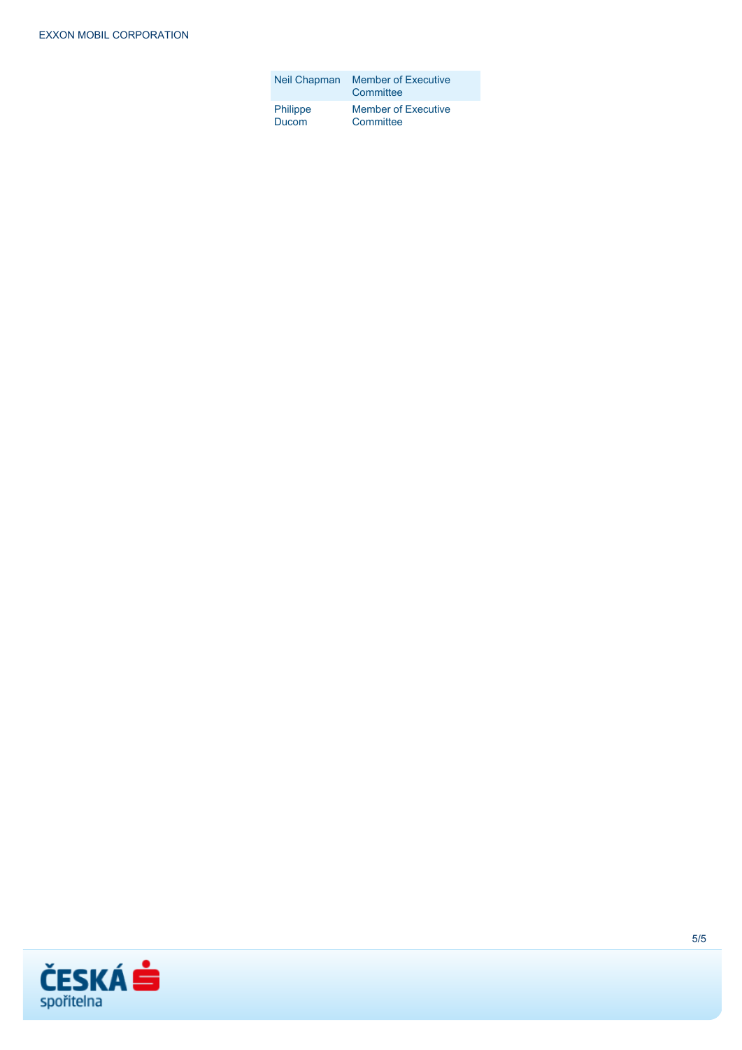| | |
|---|---|
| Neil Chapman | Member of Executive Committee |
| Philippe Ducom | Member of Executive Committee |